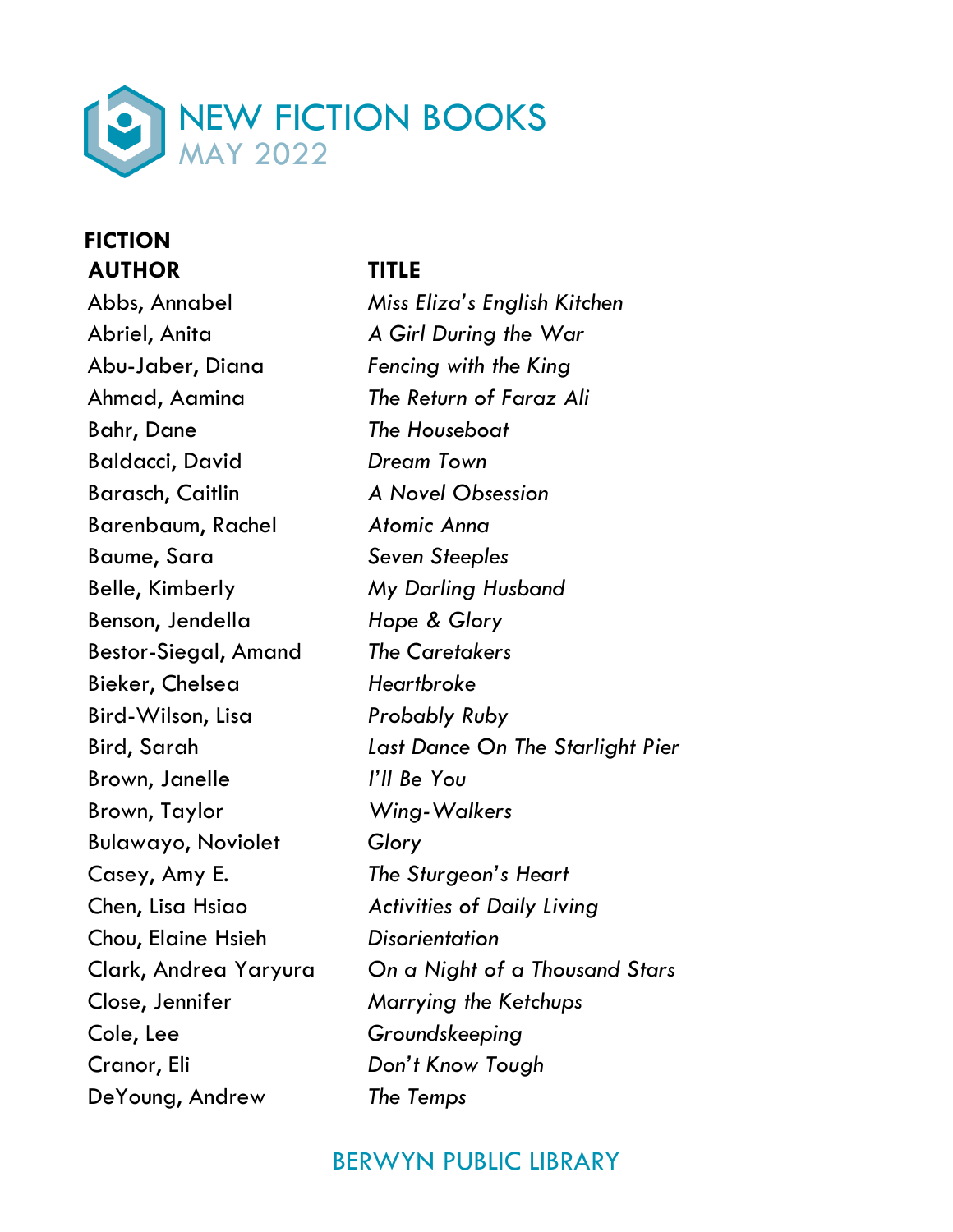# NEW FICTION BOOKS

## MAY 2022

### FICTION

| AUTHOR | TITLE |
|---|---|
| Abbs, Annabel | *Miss Eliza's English Kitchen* |
| Abriel, Anita | *A Girl During the War* |
| Abu-Jaber, Diana | *Fencing with the King* |
| Ahmad, Aamina | *The Return of Faraz Ali* |
| Bahr, Dane | *The Houseboat* |
| Baldacci, David | *Dream Town* |
| Barasch, Caitlin | *A Novel Obsession* |
| Barenbaum, Rachel | *Atomic Anna* |
| Baume, Sara | *Seven Steeples* |
| Belle, Kimberly | *My Darling Husband* |
| Benson, Jendella | *Hope & Glory* |
| Bestor-Siegal, Amand | *The Caretakers* |
| Bieker, Chelsea | *Heartbroke* |
| Bird-Wilson, Lisa | *Probably Ruby* |
| Bird, Sarah | *Last Dance On The Starlight Pier* |
| Brown, Janelle | *I'll Be You* |
| Brown, Taylor | *Wing-Walkers* |
| Bulawayo, Noviolet | *Glory* |
| Casey, Amy E. | *The Sturgeon's Heart* |
| Chen, Lisa Hsiao | *Activities of Daily Living* |
| Chou, Elaine Hsieh | *Disorientation* |
| Clark, Andrea Yaryura | *On a Night of a Thousand Stars* |
| Close, Jennifer | *Marrying the Ketchups* |
| Cole, Lee | *Groundskeeping* |
| Cranor, Eli | *Don't Know Tough* |
| DeYoung, Andrew | *The Temps* |

BERWYN PUBLIC LIBRARY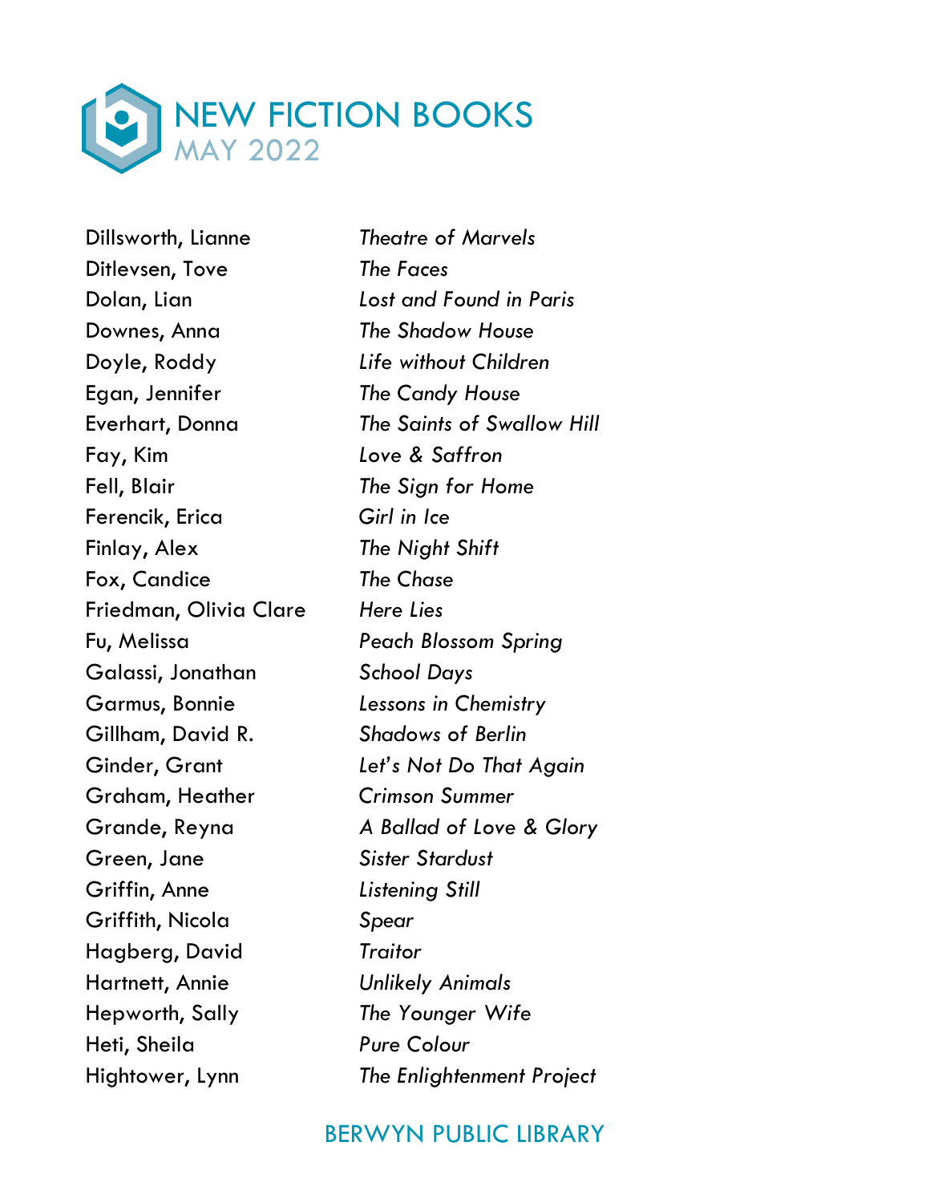# NEW FICTION BOOKS
## MAY 2022

| | |
|---|---|
| Dillsworth, Lianne | *Theatre of Marvels* |
| Ditlevsen, Tove | *The Faces* |
| Dolan, Lian | *Lost and Found in Paris* |
| Downes, Anna | *The Shadow House* |
| Doyle, Roddy | *Life without Children* |
| Egan, Jennifer | *The Candy House* |
| Everhart, Donna | *The Saints of Swallow Hill* |
| Fay, Kim | *Love & Saffron* |
| Fell, Blair | *The Sign for Home* |
| Ferencik, Erica | *Girl in Ice* |
| Finlay, Alex | *The Night Shift* |
| Fox, Candice | *The Chase* |
| Friedman, Olivia Clare | *Here Lies* |
| Fu, Melissa | *Peach Blossom Spring* |
| Galassi, Jonathan | *School Days* |
| Garmus, Bonnie | *Lessons in Chemistry* |
| Gillham, David R. | *Shadows of Berlin* |
| Ginder, Grant | *Let's Not Do That Again* |
| Graham, Heather | *Crimson Summer* |
| Grande, Reyna | *A Ballad of Love & Glory* |
| Green, Jane | *Sister Stardust* |
| Griffin, Anne | *Listening Still* |
| Griffith, Nicola | *Spear* |
| Hagberg, David | *Traitor* |
| Hartnett, Annie | *Unlikely Animals* |
| Hepworth, Sally | *The Younger Wife* |
| Heti, Sheila | *Pure Colour* |
| Hightower, Lynn | *The Enlightenment Project* |

BERWYN PUBLIC LIBRARY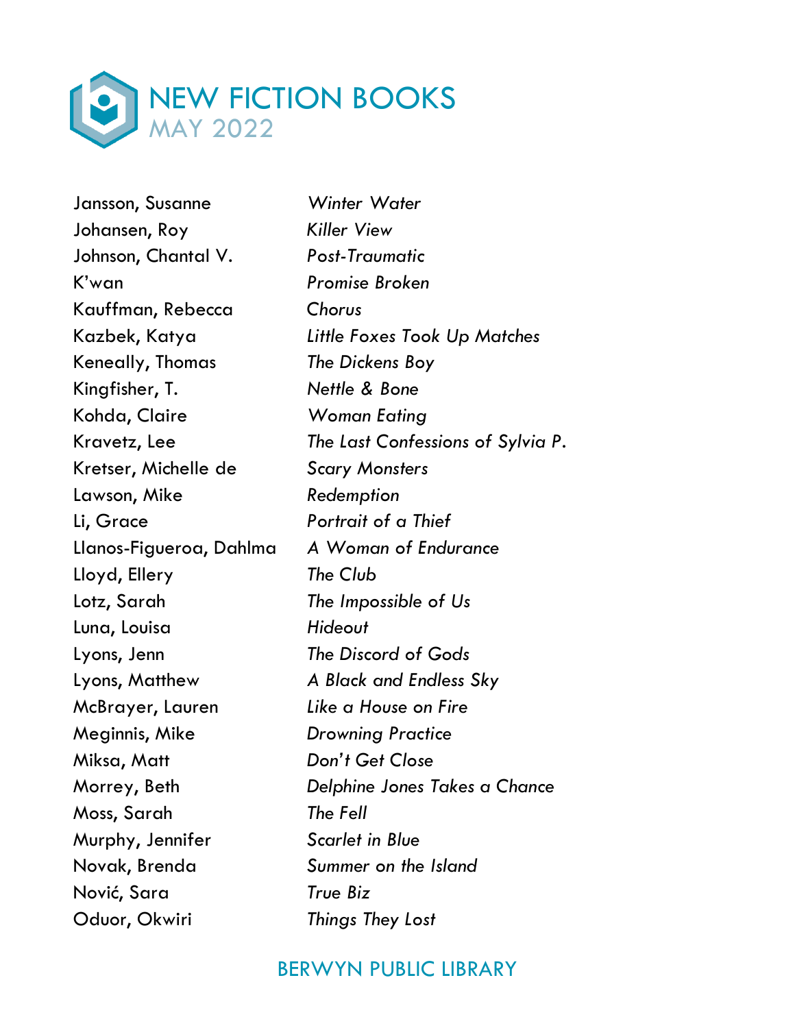# NEW FICTION BOOKS

## MAY 2022

| Author | Title |
|---|---|
| Jansson, Susanne | *Winter Water* |
| Johansen, Roy | *Killer View* |
| Johnson, Chantal V. | *Post-Traumatic* |
| K'wan | *Promise Broken* |
| Kauffman, Rebecca | *Chorus* |
| Kazbek, Katya | *Little Foxes Took Up Matches* |
| Keneally, Thomas | *The Dickens Boy* |
| Kingfisher, T. | *Nettle & Bone* |
| Kohda, Claire | *Woman Eating* |
| Kravetz, Lee | *The Last Confessions of Sylvia P.* |
| Kretser, Michelle de | *Scary Monsters* |
| Lawson, Mike | *Redemption* |
| Li, Grace | *Portrait of a Thief* |
| Llanos-Figueroa, Dahlma | *A Woman of Endurance* |
| Lloyd, Ellery | *The Club* |
| Lotz, Sarah | *The Impossible of Us* |
| Luna, Louisa | *Hideout* |
| Lyons, Jenn | *The Discord of Gods* |
| Lyons, Matthew | *A Black and Endless Sky* |
| McBrayer, Lauren | *Like a House on Fire* |
| Meginnis, Mike | *Drowning Practice* |
| Miksa, Matt | *Don't Get Close* |
| Morrey, Beth | *Delphine Jones Takes a Chance* |
| Moss, Sarah | *The Fell* |
| Murphy, Jennifer | *Scarlet in Blue* |
| Novak, Brenda | *Summer on the Island* |
| Nović, Sara | *True Biz* |
| Oduor, Okwiri | *Things They Lost* |

BERWYN PUBLIC LIBRARY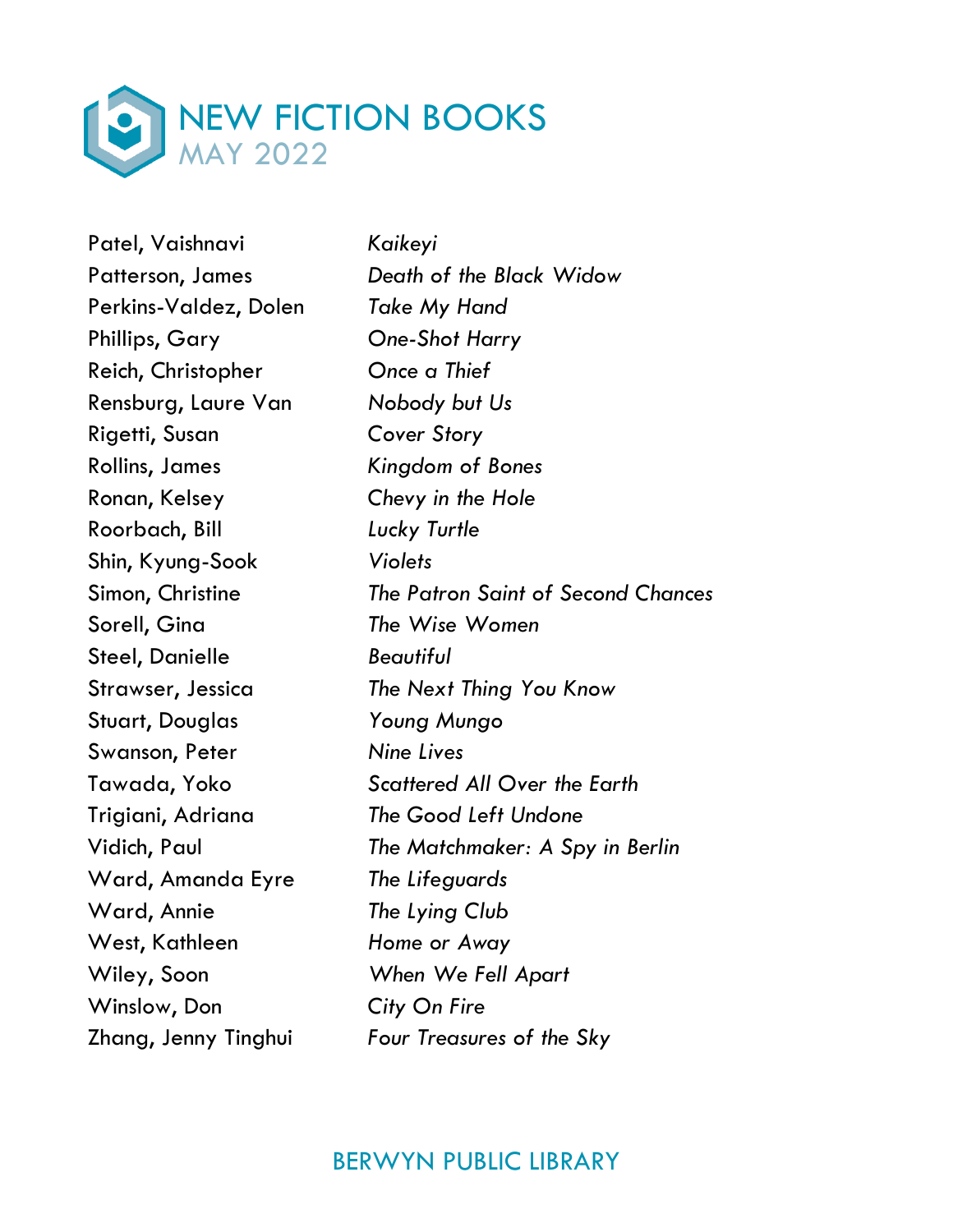# NEW FICTION BOOKS
## MAY 2022

| | |
|---|---|
| Patel, Vaishnavi | *Kaikeyi* |
| Patterson, James | *Death of the Black Widow* |
| Perkins-Valdez, Dolen | *Take My Hand* |
| Phillips, Gary | *One-Shot Harry* |
| Reich, Christopher | *Once a Thief* |
| Rensburg, Laure Van | *Nobody but Us* |
| Rigetti, Susan | *Cover Story* |
| Rollins, James | *Kingdom of Bones* |
| Ronan, Kelsey | *Chevy in the Hole* |
| Roorbach, Bill | *Lucky Turtle* |
| Shin, Kyung-Sook | *Violets* |
| Simon, Christine | *The Patron Saint of Second Chances* |
| Sorell, Gina | *The Wise Women* |
| Steel, Danielle | *Beautiful* |
| Strawser, Jessica | *The Next Thing You Know* |
| Stuart, Douglas | *Young Mungo* |
| Swanson, Peter | *Nine Lives* |
| Tawada, Yoko | *Scattered All Over the Earth* |
| Trigiani, Adriana | *The Good Left Undone* |
| Vidich, Paul | *The Matchmaker: A Spy in Berlin* |
| Ward, Amanda Eyre | *The Lifeguards* |
| Ward, Annie | *The Lying Club* |
| West, Kathleen | *Home or Away* |
| Wiley, Soon | *When We Fell Apart* |
| Winslow, Don | *City On Fire* |
| Zhang, Jenny Tinghui | *Four Treasures of the Sky* |

BERWYN PUBLIC LIBRARY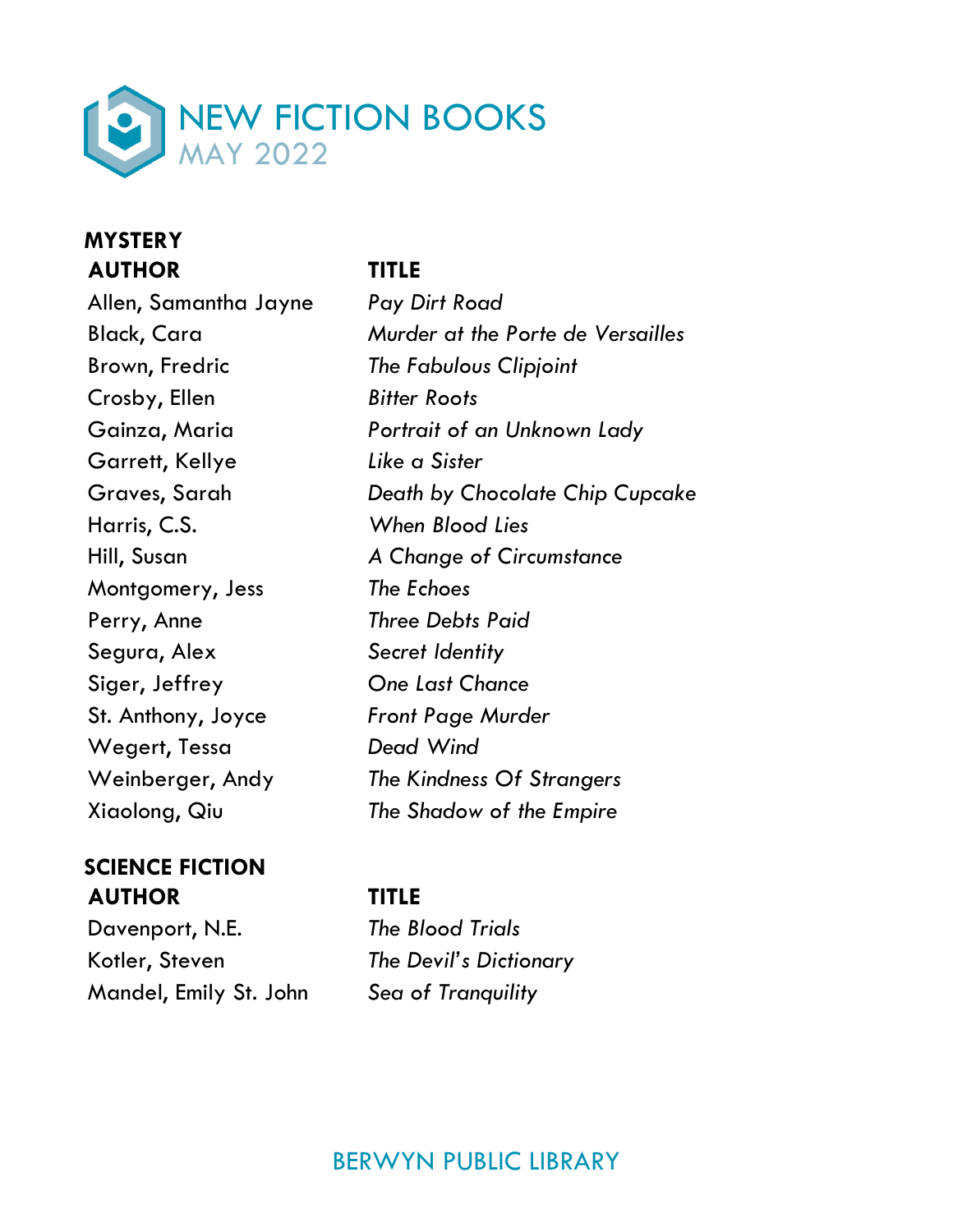# NEW FICTION BOOKS
## MAY 2022

### MYSTERY

| AUTHOR | TITLE |
|---|---|
| Allen, Samantha Jayne | *Pay Dirt Road* |
| Black, Cara | *Murder at the Porte de Versailles* |
| Brown, Fredric | *The Fabulous Clipjoint* |
| Crosby, Ellen | *Bitter Roots* |
| Gainza, Maria | *Portrait of an Unknown Lady* |
| Garrett, Kellye | *Like a Sister* |
| Graves, Sarah | *Death by Chocolate Chip Cupcake* |
| Harris, C.S. | *When Blood Lies* |
| Hill, Susan | *A Change of Circumstance* |
| Montgomery, Jess | *The Echoes* |
| Perry, Anne | *Three Debts Paid* |
| Segura, Alex | *Secret Identity* |
| Siger, Jeffrey | *One Last Chance* |
| St. Anthony, Joyce | *Front Page Murder* |
| Wegert, Tessa | *Dead Wind* |
| Weinberger, Andy | *The Kindness Of Strangers* |
| Xiaolong, Qiu | *The Shadow of the Empire* |

### SCIENCE FICTION

| AUTHOR | TITLE |
|---|---|
| Davenport, N.E. | *The Blood Trials* |
| Kotler, Steven | *The Devil's Dictionary* |
| Mandel, Emily St. John | *Sea of Tranquility* |

BERWYN PUBLIC LIBRARY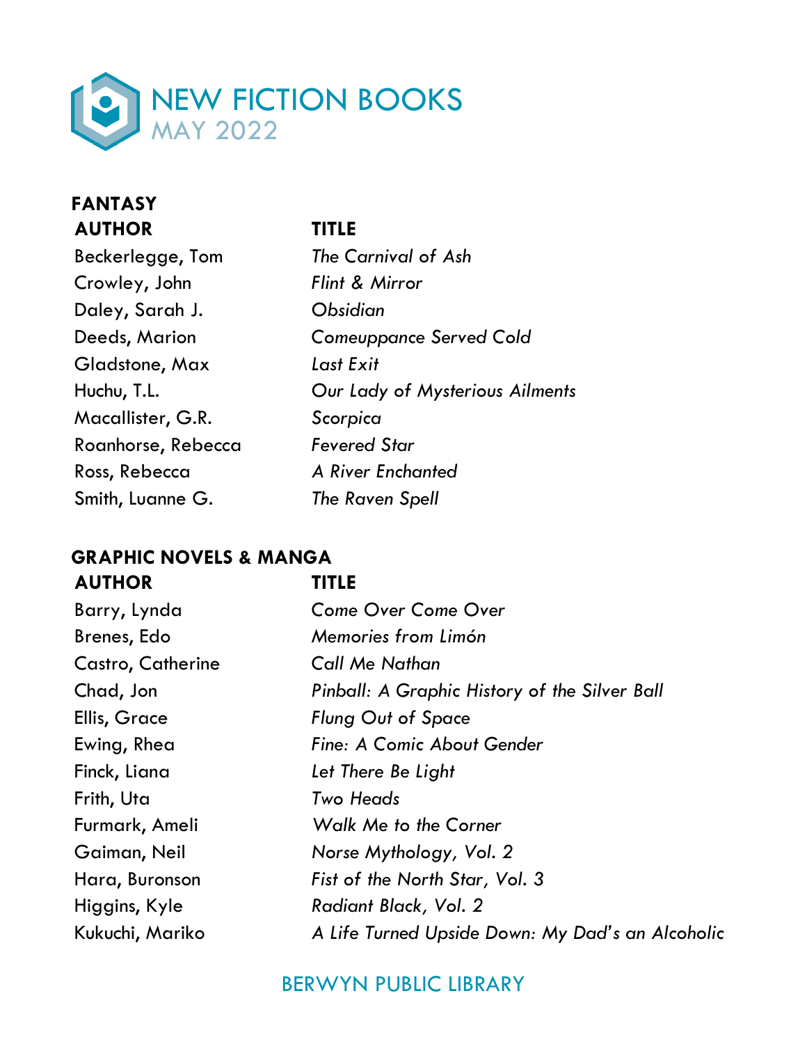# NEW FICTION BOOKS
## MAY 2022

### FANTASY

| AUTHOR | TITLE |
|---|---|
| Beckerlegge, Tom | *The Carnival of Ash* |
| Crowley, John | *Flint & Mirror* |
| Daley, Sarah J. | *Obsidian* |
| Deeds, Marion | *Comeuppance Served Cold* |
| Gladstone, Max | *Last Exit* |
| Huchu, T.L. | *Our Lady of Mysterious Ailments* |
| Macallister, G.R. | *Scorpica* |
| Roanhorse, Rebecca | *Fevered Star* |
| Ross, Rebecca | *A River Enchanted* |
| Smith, Luanne G. | *The Raven Spell* |

### GRAPHIC NOVELS & MANGA

| AUTHOR | TITLE |
|---|---|
| Barry, Lynda | *Come Over Come Over* |
| Brenes, Edo | *Memories from Limón* |
| Castro, Catherine | *Call Me Nathan* |
| Chad, Jon | *Pinball: A Graphic History of the Silver Ball* |
| Ellis, Grace | *Flung Out of Space* |
| Ewing, Rhea | *Fine: A Comic About Gender* |
| Finck, Liana | *Let There Be Light* |
| Frith, Uta | *Two Heads* |
| Furmark, Ameli | *Walk Me to the Corner* |
| Gaiman, Neil | *Norse Mythology, Vol. 2* |
| Hara, Buronson | *Fist of the North Star, Vol. 3* |
| Higgins, Kyle | *Radiant Black, Vol. 2* |
| Kukuchi, Mariko | *A Life Turned Upside Down: My Dad's an Alcoholic* |

BERWYN PUBLIC LIBRARY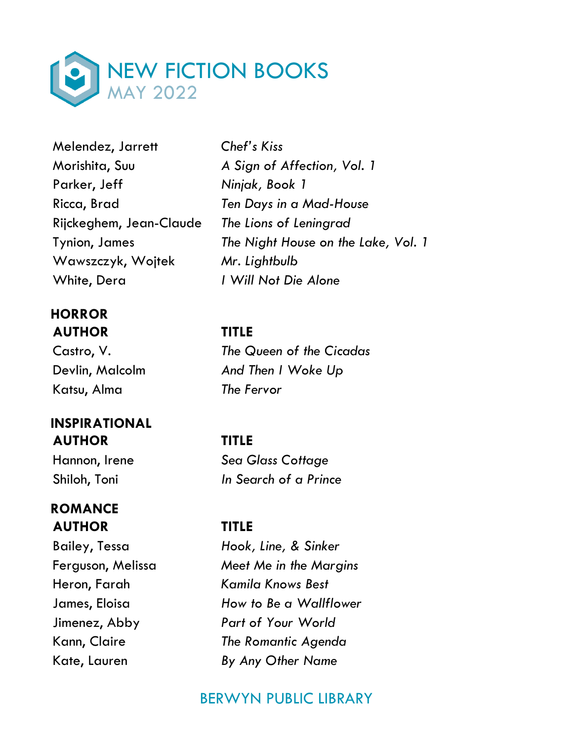# NEW FICTION BOOKS
## MAY 2022

| | |
|---|---|
| Melendez, Jarrett | *Chef's Kiss* |
| Morishita, Suu | *A Sign of Affection, Vol. 1* |
| Parker, Jeff | *Ninjak, Book 1* |
| Ricca, Brad | *Ten Days in a Mad-House* |
| Rijckeghem, Jean-Claude | *The Lions of Leningrad* |
| Tynion, James | *The Night House on the Lake, Vol. 1* |
| Wawszczyk, Wojtek | *Mr. Lightbulb* |
| White, Dera | *I Will Not Die Alone* |

### HORROR

| AUTHOR | TITLE |
|---|---|
| Castro, V. | *The Queen of the Cicadas* |
| Devlin, Malcolm | *And Then I Woke Up* |
| Katsu, Alma | *The Fervor* |

### INSPIRATIONAL

| AUTHOR | TITLE |
|---|---|
| Hannon, Irene | *Sea Glass Cottage* |
| Shiloh, Toni | *In Search of a Prince* |

### ROMANCE

| AUTHOR | TITLE |
|---|---|
| Bailey, Tessa | *Hook, Line, & Sinker* |
| Ferguson, Melissa | *Meet Me in the Margins* |
| Heron, Farah | *Kamila Knows Best* |
| James, Eloisa | *How to Be a Wallflower* |
| Jimenez, Abby | *Part of Your World* |
| Kann, Claire | *The Romantic Agenda* |
| Kate, Lauren | *By Any Other Name* |

BERWYN PUBLIC LIBRARY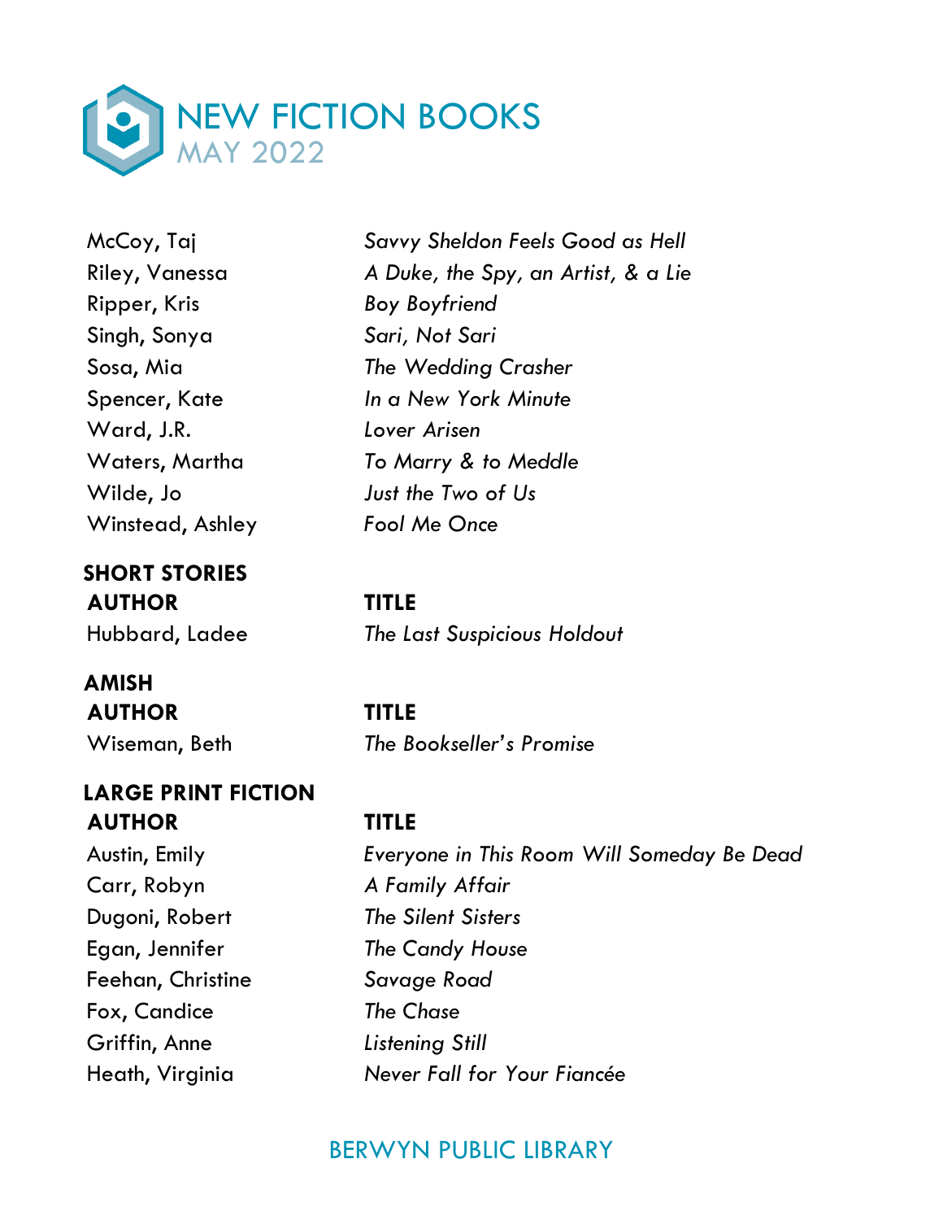# NEW FICTION BOOKS
## MAY 2022

| | |
|---|---|
| McCoy, Taj | *Savvy Sheldon Feels Good as Hell* |
| Riley, Vanessa | *A Duke, the Spy, an Artist, & a Lie* |
| Ripper, Kris | *Boy Boyfriend* |
| Singh, Sonya | *Sari, Not Sari* |
| Sosa, Mia | *The Wedding Crasher* |
| Spencer, Kate | *In a New York Minute* |
| Ward, J.R. | *Lover Arisen* |
| Waters, Martha | *To Marry & to Meddle* |
| Wilde, Jo | *Just the Two of Us* |
| Winstead, Ashley | *Fool Me Once* |

**SHORT STORIES**

| AUTHOR | TITLE |
|---|---|
| Hubbard, Ladee | *The Last Suspicious Holdout* |

**AMISH**

| AUTHOR | TITLE |
|---|---|
| Wiseman, Beth | *The Bookseller's Promise* |

**LARGE PRINT FICTION**

| AUTHOR | TITLE |
|---|---|
| Austin, Emily | *Everyone in This Room Will Someday Be Dead* |
| Carr, Robyn | *A Family Affair* |
| Dugoni, Robert | *The Silent Sisters* |
| Egan, Jennifer | *The Candy House* |
| Feehan, Christine | *Savage Road* |
| Fox, Candice | *The Chase* |
| Griffin, Anne | *Listening Still* |
| Heath, Virginia | *Never Fall for Your Fiancée* |

BERWYN PUBLIC LIBRARY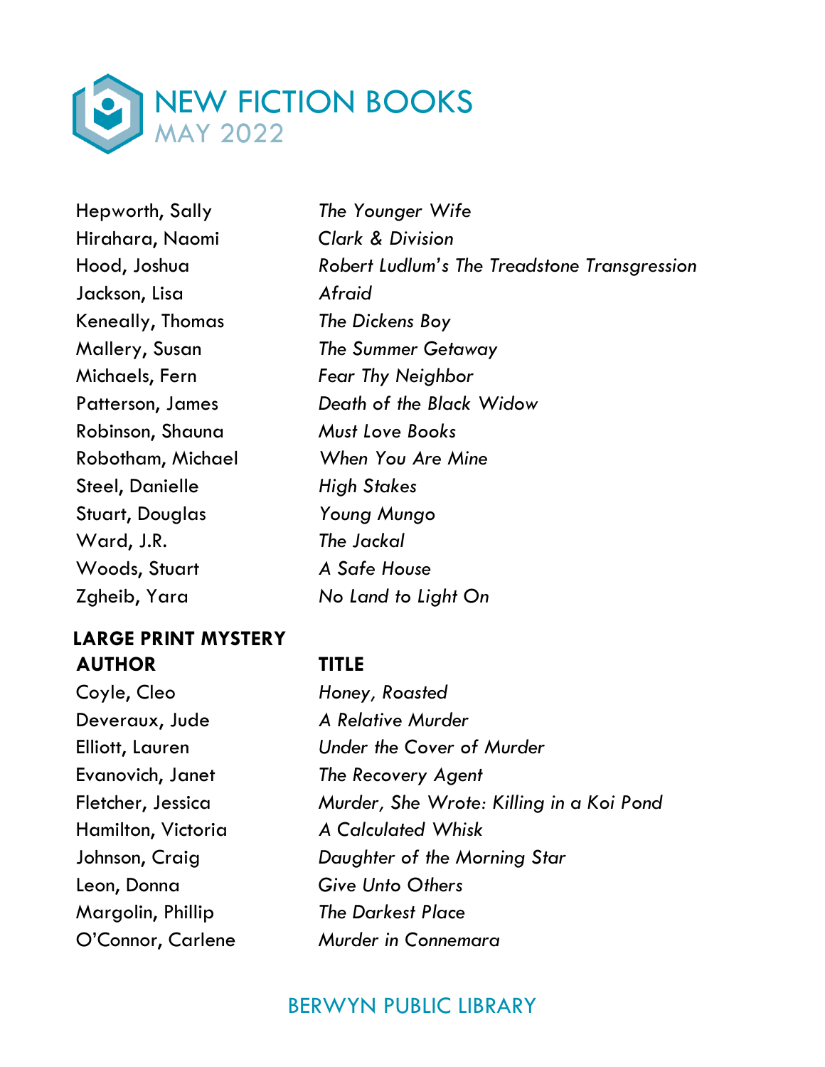# NEW FICTION BOOKS
## MAY 2022

| | |
|---|---|
| Hepworth, Sally | *The Younger Wife* |
| Hirahara, Naomi | *Clark & Division* |
| Hood, Joshua | *Robert Ludlum's The Treadstone Transgression* |
| Jackson, Lisa | *Afraid* |
| Keneally, Thomas | *The Dickens Boy* |
| Mallery, Susan | *The Summer Getaway* |
| Michaels, Fern | *Fear Thy Neighbor* |
| Patterson, James | *Death of the Black Widow* |
| Robinson, Shauna | *Must Love Books* |
| Robotham, Michael | *When You Are Mine* |
| Steel, Danielle | *High Stakes* |
| Stuart, Douglas | *Young Mungo* |
| Ward, J.R. | *The Jackal* |
| Woods, Stuart | *A Safe House* |
| Zgheib, Yara | *No Land to Light On* |

### LARGE PRINT MYSTERY

| AUTHOR | TITLE |
|---|---|
| Coyle, Cleo | *Honey, Roasted* |
| Deveraux, Jude | *A Relative Murder* |
| Elliott, Lauren | *Under the Cover of Murder* |
| Evanovich, Janet | *The Recovery Agent* |
| Fletcher, Jessica | *Murder, She Wrote: Killing in a Koi Pond* |
| Hamilton, Victoria | *A Calculated Whisk* |
| Johnson, Craig | *Daughter of the Morning Star* |
| Leon, Donna | *Give Unto Others* |
| Margolin, Phillip | *The Darkest Place* |
| O'Connor, Carlene | *Murder in Connemara* |

BERWYN PUBLIC LIBRARY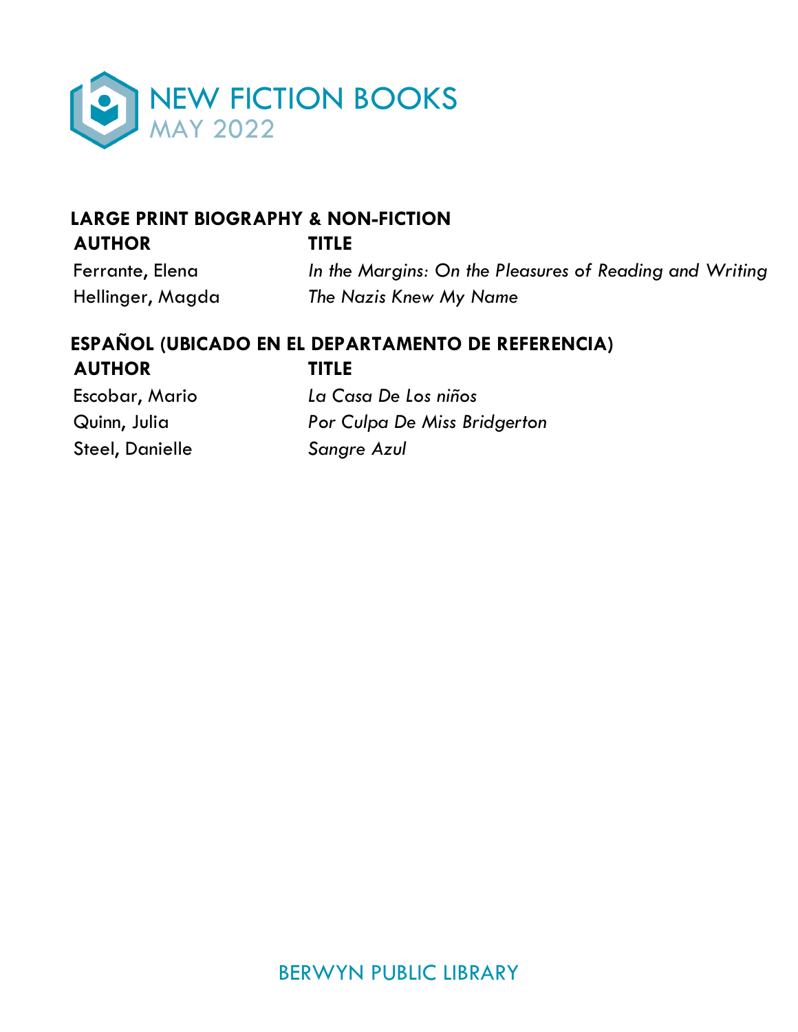# NEW FICTION BOOKS
MAY 2022

## LARGE PRINT BIOGRAPHY & NON-FICTION

| AUTHOR | TITLE |
|---|---|
| Ferrante, Elena | *In the Margins: On the Pleasures of Reading and Writing* |
| Hellinger, Magda | *The Nazis Knew My Name* |

## ESPAÑOL (UBICADO EN EL DEPARTAMENTO DE REFERENCIA)

| AUTHOR | TITLE |
|---|---|
| Escobar, Mario | *La Casa De Los niños* |
| Quinn, Julia | *Por Culpa De Miss Bridgerton* |
| Steel, Danielle | *Sangre Azul* |

BERWYN PUBLIC LIBRARY